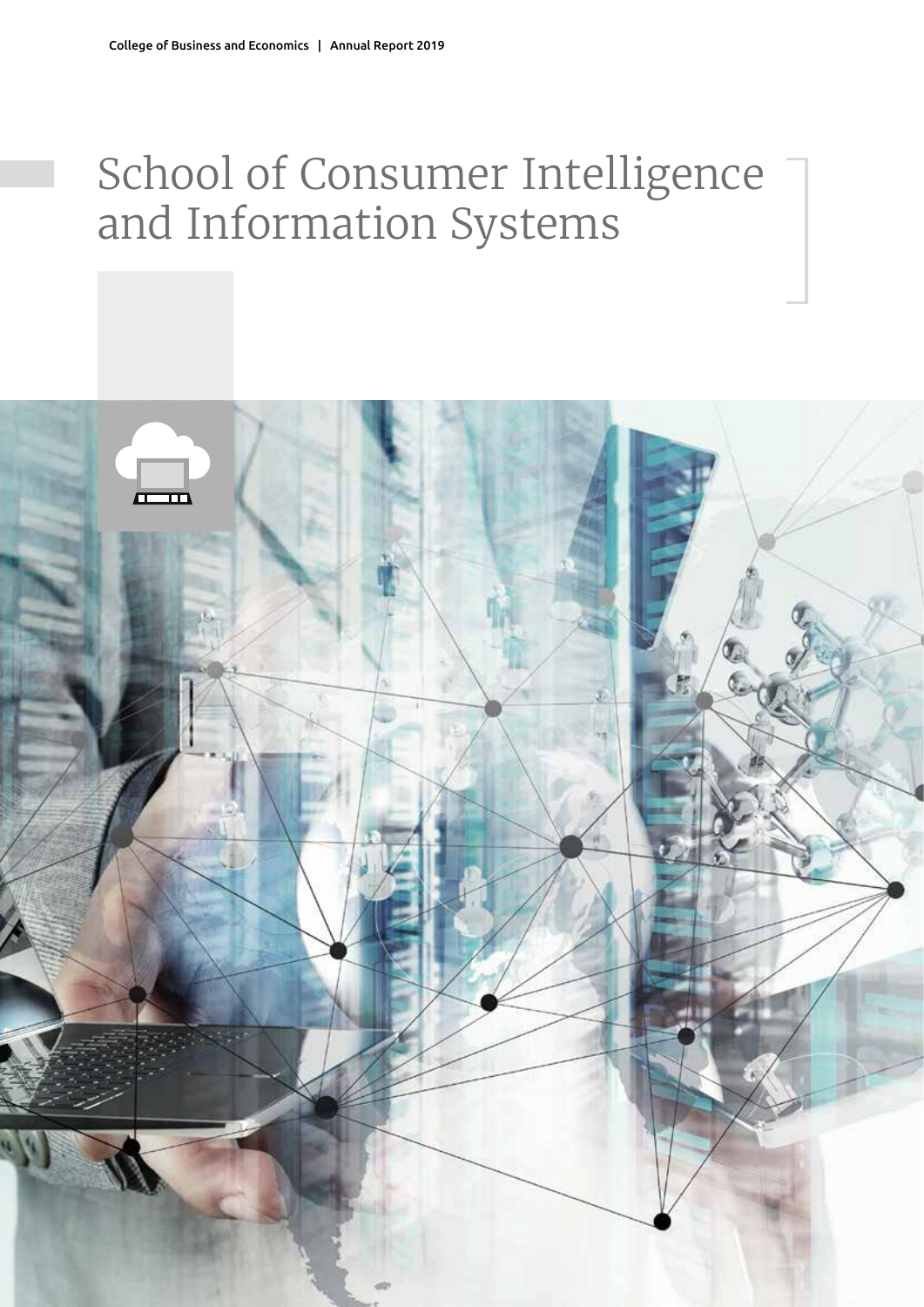# School of Consumer Intelligence and Information Systems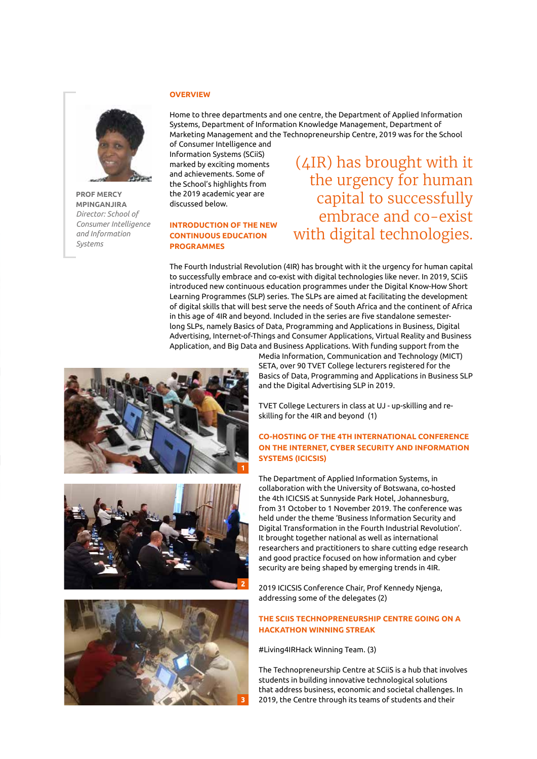**PROF MERCY MPINGANJIRA**
*Director: School of Consumer Intelligence and Information Systems*

## OVERVIEW

Home to three departments and one centre, the Department of Applied Information Systems, Department of Information Knowledge Management, Department of Marketing Management and the Technopreneurship Centre, 2019 was for the School of Consumer Intelligence and Information Systems (SCiiS) marked by exciting moments and achievements. Some of the School's highlights from the 2019 academic year are discussed below.

> (4IR) has brought with it the urgency for human capital to successfully embrace and co-exist with digital technologies.

## INTRODUCTION OF THE NEW CONTINUOUS EDUCATION PROGRAMMES

The Fourth Industrial Revolution (4IR) has brought with it the urgency for human capital to successfully embrace and co-exist with digital technologies like never. In 2019, SCiiS introduced new continuous education programmes under the Digital Know-How Short Learning Programmes (SLP) series. The SLPs are aimed at facilitating the development of digital skills that will best serve the needs of South Africa and the continent of Africa in this age of 4IR and beyond. Included in the series are five standalone semester-long SLPs, namely Basics of Data, Programming and Applications in Business, Digital Advertising, Internet-of-Things and Consumer Applications, Virtual Reality and Business Application, and Big Data and Business Applications. With funding support from the Media Information, Communication and Technology (MICT) SETA, over 90 TVET College lecturers registered for the Basics of Data, Programming and Applications in Business SLP and the Digital Advertising SLP in 2019.

TVET College Lecturers in class at UJ - up-skilling and re-skilling for the 4IR and beyond (1)

## CO-HOSTING OF THE 4TH INTERNATIONAL CONFERENCE ON THE INTERNET, CYBER SECURITY AND INFORMATION SYSTEMS (ICICSIS)

The Department of Applied Information Systems, in collaboration with the University of Botswana, co-hosted the 4th ICICSIS at Sunnyside Park Hotel, Johannesburg, from 31 October to 1 November 2019. The conference was held under the theme 'Business Information Security and Digital Transformation in the Fourth Industrial Revolution'. It brought together national as well as international researchers and practitioners to share cutting edge research and good practice focused on how information and cyber security are being shaped by emerging trends in 4IR.

2019 ICICSIS Conference Chair, Prof Kennedy Njenga, addressing some of the delegates (2)

## THE SCIIS TECHNOPRENEURSHIP CENTRE GOING ON A HACKATHON WINNING STREAK

#Living4IRHack Winning Team. (3)

The Technopreneurship Centre at SCiiS is a hub that involves students in building innovative technological solutions that address business, economic and societal challenges. In 2019, the Centre through its teams of students and their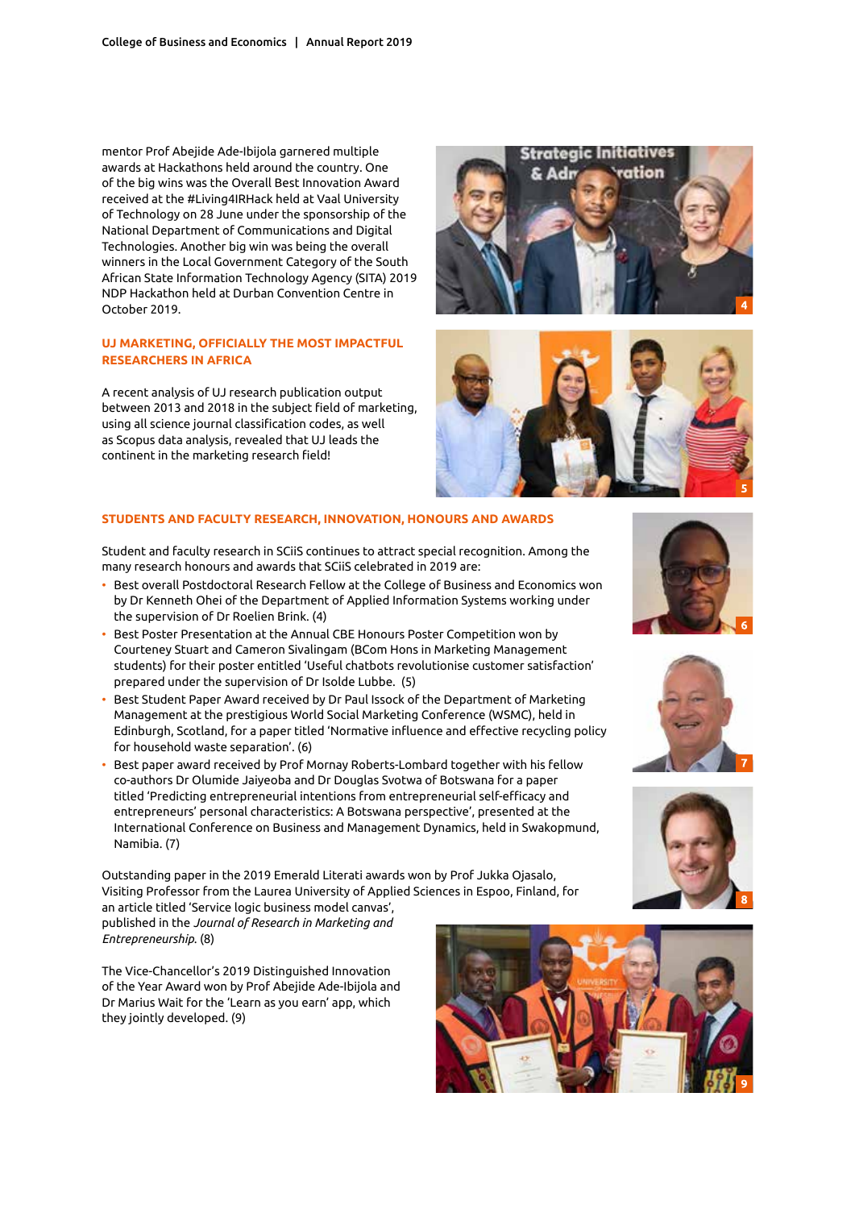mentor Prof Abejide Ade-Ibijola garnered multiple awards at Hackathons held around the country. One of the big wins was the Overall Best Innovation Award received at the #Living4IRHack held at Vaal University of Technology on 28 June under the sponsorship of the National Department of Communications and Digital Technologies. Another big win was being the overall winners in the Local Government Category of the South African State Information Technology Agency (SITA) 2019 NDP Hackathon held at Durban Convention Centre in October 2019.

## UJ MARKETING, OFFICIALLY THE MOST IMPACTFUL RESEARCHERS IN AFRICA

A recent analysis of UJ research publication output between 2013 and 2018 in the subject field of marketing, using all science journal classification codes, as well as Scopus data analysis, revealed that UJ leads the continent in the marketing research field!

## STUDENTS AND FACULTY RESEARCH, INNOVATION, HONOURS AND AWARDS

Student and faculty research in SCiiS continues to attract special recognition. Among the many research honours and awards that SCiiS celebrated in 2019 are:

- Best overall Postdoctoral Research Fellow at the College of Business and Economics won by Dr Kenneth Ohei of the Department of Applied Information Systems working under the supervision of Dr Roelien Brink. (4)
- Best Poster Presentation at the Annual CBE Honours Poster Competition won by Courteney Stuart and Cameron Sivalingam (BCom Hons in Marketing Management students) for their poster entitled 'Useful chatbots revolutionise customer satisfaction' prepared under the supervision of Dr Isolde Lubbe. (5)
- Best Student Paper Award received by Dr Paul Issock of the Department of Marketing Management at the prestigious World Social Marketing Conference (WSMC), held in Edinburgh, Scotland, for a paper titled 'Normative influence and effective recycling policy for household waste separation'. (6)
- Best paper award received by Prof Mornay Roberts-Lombard together with his fellow co-authors Dr Olumide Jaiyeoba and Dr Douglas Svotwa of Botswana for a paper titled 'Predicting entrepreneurial intentions from entrepreneurial self-efficacy and entrepreneurs' personal characteristics: A Botswana perspective', presented at the International Conference on Business and Management Dynamics, held in Swakopmund, Namibia. (7)

Outstanding paper in the 2019 Emerald Literati awards won by Prof Jukka Ojasalo, Visiting Professor from the Laurea University of Applied Sciences in Espoo, Finland, for an article titled 'Service logic business model canvas', published in the *Journal of Research in Marketing and Entrepreneurship*. (8)

The Vice-Chancellor's 2019 Distinguished Innovation of the Year Award won by Prof Abejide Ade-Ibijola and Dr Marius Wait for the 'Learn as you earn' app, which they jointly developed. (9)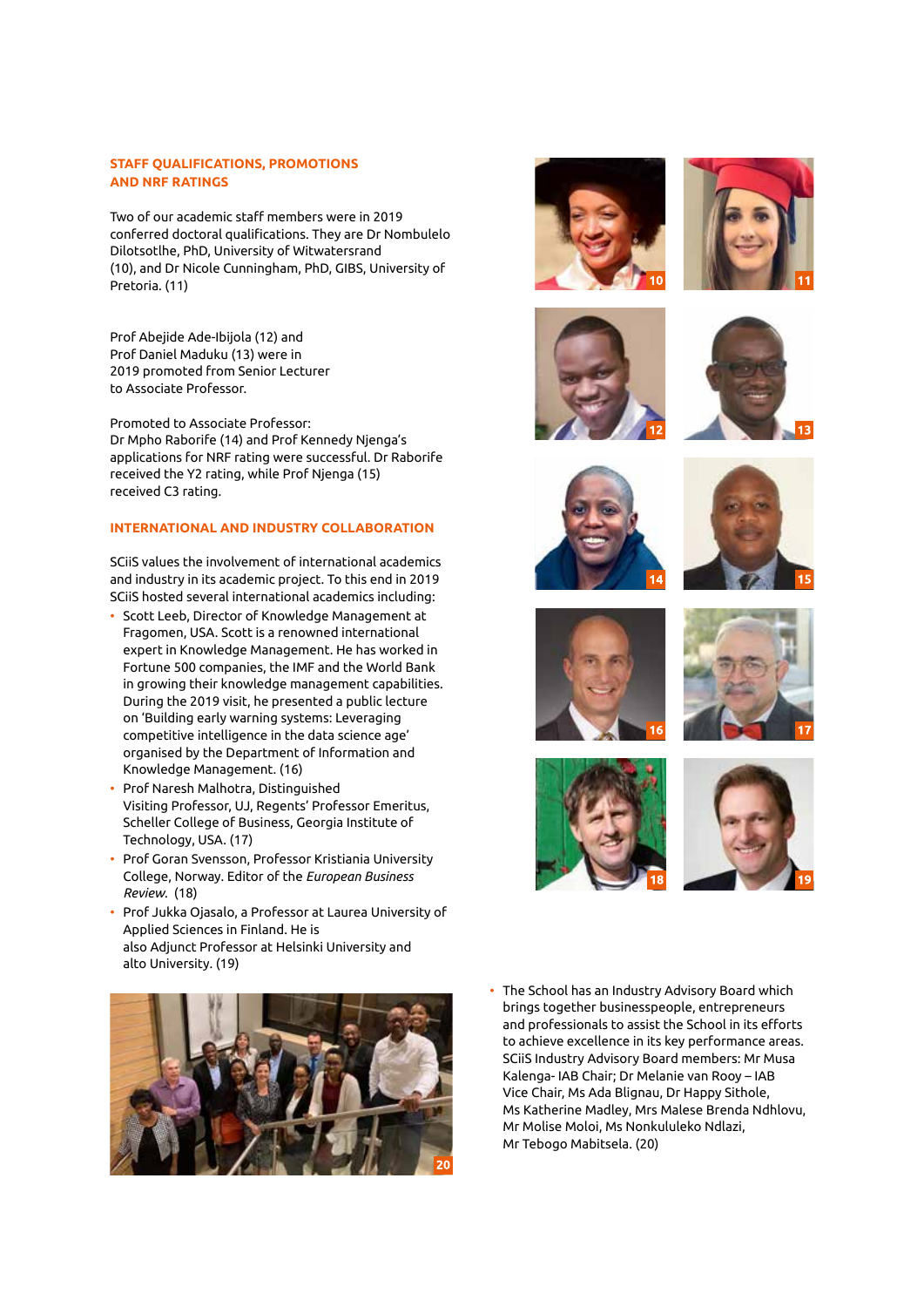## STAFF QUALIFICATIONS, PROMOTIONS AND NRF RATINGS

Two of our academic staff members were in 2019 conferred doctoral qualifications. They are Dr Nombulelo Dilotsotlhe, PhD, University of Witwatersrand (10), and Dr Nicole Cunningham, PhD, GIBS, University of Pretoria. (11)

Prof Abejide Ade-Ibijola (12) and Prof Daniel Maduku (13) were in 2019 promoted from Senior Lecturer to Associate Professor.

Promoted to Associate Professor:
Dr Mpho Raborife (14) and Prof Kennedy Njenga's applications for NRF rating were successful. Dr Raborife received the Y2 rating, while Prof Njenga (15) received C3 rating.

## INTERNATIONAL AND INDUSTRY COLLABORATION

SCiiS values the involvement of international academics and industry in its academic project. To this end in 2019 SCiiS hosted several international academics including:

- Scott Leeb, Director of Knowledge Management at Fragomen, USA. Scott is a renowned international expert in Knowledge Management. He has worked in Fortune 500 companies, the IMF and the World Bank in growing their knowledge management capabilities. During the 2019 visit, he presented a public lecture on 'Building early warning systems: Leveraging competitive intelligence in the data science age' organised by the Department of Information and Knowledge Management. (16)
- Prof Naresh Malhotra, Distinguished Visiting Professor, UJ, Regents' Professor Emeritus, Scheller College of Business, Georgia Institute of Technology, USA. (17)
- Prof Goran Svensson, Professor Kristiania University College, Norway. Editor of the *European Business Review.* (18)
- Prof Jukka Ojasalo, a Professor at Laurea University of Applied Sciences in Finland. He is also Adjunct Professor at Helsinki University and alto University. (19)
- The School has an Industry Advisory Board which brings together businesspeople, entrepreneurs and professionals to assist the School in its efforts to achieve excellence in its key performance areas. SCiiS Industry Advisory Board members: Mr Musa Kalenga- IAB Chair; Dr Melanie van Rooy – IAB Vice Chair, Ms Ada Blignau, Dr Happy Sithole, Ms Katherine Madley, Mrs Malese Brenda Ndhlovu, Mr Molise Moloi, Ms Nonkululeko Ndlazi, Mr Tebogo Mabitsela. (20)